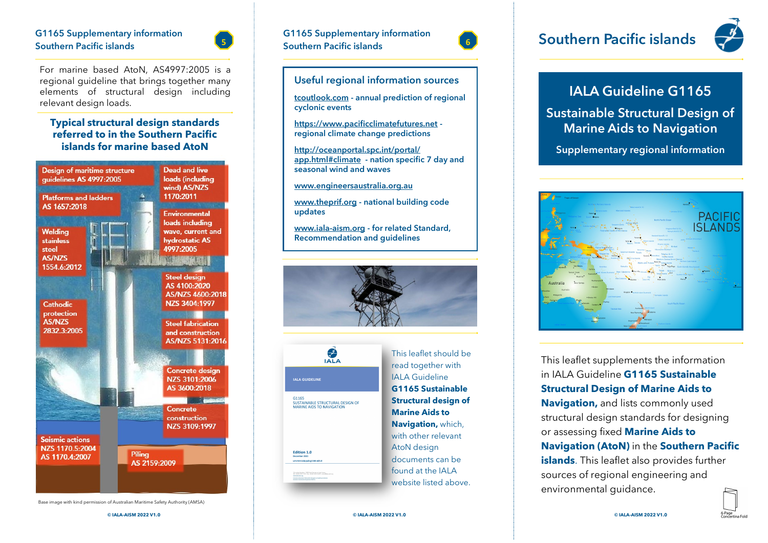## G1165 Supplementary information Southern Pacific islands

For marine based AtoN, AS4997:2005 is a regional guideline that brings together many elements of structural design including relevant design loads.

### Typical structural design standards referred to in the Southern Pacific islands for marine based AtoN

- Design of maritime structure guidelines AS 4997:2005
- Platforms and ladders AS 1657:2018
- Welding stainless steel AS/NZS 1554.6:2012
- Cathodic protection AS/NZS 2832.3:2005
- Seismic actions NZS 1170.5:2004 AS 1170.4:2007
- Piling AS 2159:2009
- Dead and live loads (including wind) AS/NZS 1170:2011
- Environmental loads including wave, current and hydrostatic AS 4997:2005
- Steel design AS 4100:2020 AS/NZS 4600:2018 NZS 3404:1997
- Steel fabrication and construction AS/NZS 5131:2016
- Concrete design NZS 3101:2006 AS 3600:2018
- Concrete construction NZS 3109:1997

Base image with kind permission of Australian Maritime Safety Authority (AMSA)

## G1165 Supplementary information Southern Pacific islands

### Useful regional information sources

tcoutlook.com - annual prediction of regional cyclonic events

https://www.pacificclimatefutures.net - regional climate change predictions

http://oceanportal.spc.int/portal/app.html#climate - nation specific 7 day and seasonal wind and waves

www.engineersaustralia.org.au

www.theprif.org - national building code updates

www.iala-aism.org - for related Standard, Recommendation and guidelines

This leaflet should be read together with IALA Guideline **G1165 Sustainable Structural design of Marine Aids to Navigation,** which, with other relevant AtoN design documents can be found at the IALA website listed above.

# Southern Pacific islands

## IALA Guideline G1165

## Sustainable Structural Design of Marine Aids to Navigation

### Supplementary regional information

This leaflet supplements the information in IALA Guideline **G1165 Sustainable Structural Design of Marine Aids to Navigation,** and lists commonly used structural design standards for designing or assessing fixed **Marine Aids to Navigation (AtoN)** in the **Southern Pacific islands**. This leaflet also provides further sources of regional engineering and environmental guidance.

© IALA-AISM 2022 V1.0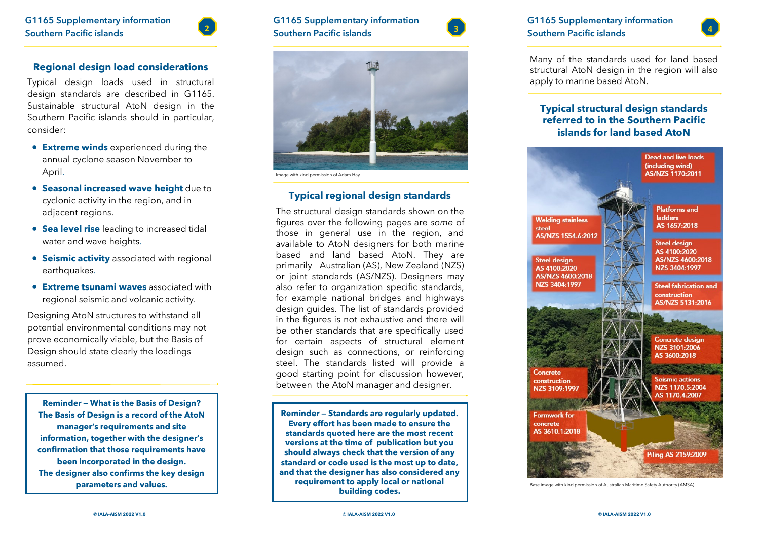## Regional design load considerations

Typical design loads used in structural design standards are described in G1165. Sustainable structural AtoN design in the Southern Pacific islands should in particular, consider:

- **Extreme winds** experienced during the annual cyclone season November to April.
- **Seasonal increased wave height** due to cyclonic activity in the region, and in adjacent regions.
- **Sea level rise** leading to increased tidal water and wave heights.
- **Seismic activity** associated with regional earthquakes.
- **Extreme tsunami waves** associated with regional seismic and volcanic activity.

Designing AtoN structures to withstand all potential environmental conditions may not prove economically viable, but the Basis of Design should state clearly the loadings assumed.

**Reminder – What is the Basis of Design? The Basis of Design is a record of the AtoN manager's requirements and site information, together with the designer's confirmation that those requirements have been incorporated in the design. The designer also confirms the key design parameters and values.**

Image with kind permission of Adam Hay

## Typical regional design standards

The structural design standards shown on the figures over the following pages are *some* of those in general use in the region, and available to AtoN designers for both marine based and land based AtoN. They are primarily Australian (AS), New Zealand (NZS) or joint standards (AS/NZS). Designers may also refer to organization specific standards, for example national bridges and highways design guides. The list of standards provided in the figures is not exhaustive and there will be other standards that are specifically used for certain aspects of structural element design such as connections, or reinforcing steel. The standards listed will provide a good starting point for discussion however, between the AtoN manager and designer.

**Reminder – Standards are regularly updated. Every effort has been made to ensure the standards quoted here are the most recent versions at the time of publication but you should always check that the version of any standard or code used is the most up to date, and that the designer has also considered any requirement to apply local or national building codes.**

Many of the standards used for land based structural AtoN design in the region will also apply to marine based AtoN.

## Typical structural design standards referred to in the Southern Pacific islands for land based AtoN

Dead and live loads (including wind) AS/NZS 1170:2011

Welding stainless steel AS/NZS 1554.6:2012

Platforms and ladders AS 1657:2018

Steel design AS 4100:2020 AS/NZS 4600:2018 NZS 3404:1997

Steel design AS 4100:2020 AS/NZS 4600:2018 NZS 3404:1997

Steel fabrication and construction AS/NZS 5131:2016

Concrete design NZS 3101:2006 AS 3600:2018

Concrete construction NZS 3109:1997

Seismic actions NZS 1170.5:2004 AS 1170.4:2007

Formwork for concrete AS 3610.1:2018

Piling AS 2159:2009

Base image with kind permission of Australian Maritime Safety Authority (AMSA)